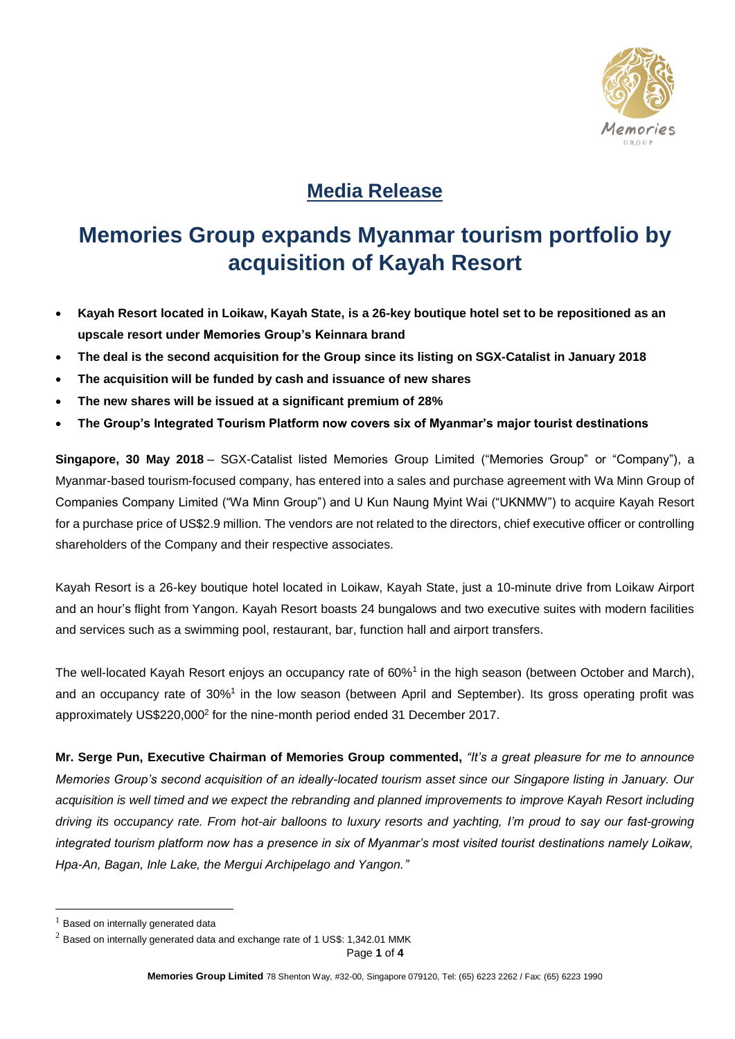# Media Release

# Memories Group expands Myanmar tourism portfolio by acquisition of Kayah Resort

- **Kayah Resort located in Loikaw, Kayah State, is a 26-key boutique hotel set to be repositioned as an upscale resort under Memories Group's Keinnara brand**
- **The deal is the second acquisition for the Group since its listing on SGX-Catalist in January 2018**
- **The acquisition will be funded by cash and issuance of new shares**
- **The new shares will be issued at a significant premium of 28%**
- **The Group's Integrated Tourism Platform now covers six of Myanmar's major tourist destinations**

**Singapore, 30 May 2018** – SGX-Catalist listed Memories Group Limited ("Memories Group" or "Company"), a Myanmar-based tourism-focused company, has entered into a sales and purchase agreement with Wa Minn Group of Companies Company Limited ("Wa Minn Group") and U Kun Naung Myint Wai ("UKNMW") to acquire Kayah Resort for a purchase price of US$2.9 million. The vendors are not related to the directors, chief executive officer or controlling shareholders of the Company and their respective associates.

Kayah Resort is a 26-key boutique hotel located in Loikaw, Kayah State, just a 10-minute drive from Loikaw Airport and an hour's flight from Yangon. Kayah Resort boasts 24 bungalows and two executive suites with modern facilities and services such as a swimming pool, restaurant, bar, function hall and airport transfers.

The well-located Kayah Resort enjoys an occupancy rate of 60%[1] in the high season (between October and March), and an occupancy rate of 30%[1] in the low season (between April and September). Its gross operating profit was approximately US$220,000[2] for the nine-month period ended 31 December 2017.

**Mr. Serge Pun, Executive Chairman of Memories Group commented,** *"It's a great pleasure for me to announce Memories Group's second acquisition of an ideally-located tourism asset since our Singapore listing in January. Our acquisition is well timed and we expect the rebranding and planned improvements to improve Kayah Resort including driving its occupancy rate. From hot-air balloons to luxury resorts and yachting, I'm proud to say our fast-growing integrated tourism platform now has a presence in six of Myanmar's most visited tourist destinations namely Loikaw, Hpa-An, Bagan, Inle Lake, the Mergui Archipelago and Yangon."*

---

[1] Based on internally generated data

[2] Based on internally generated data and exchange rate of 1 US$: 1,342.01 MMK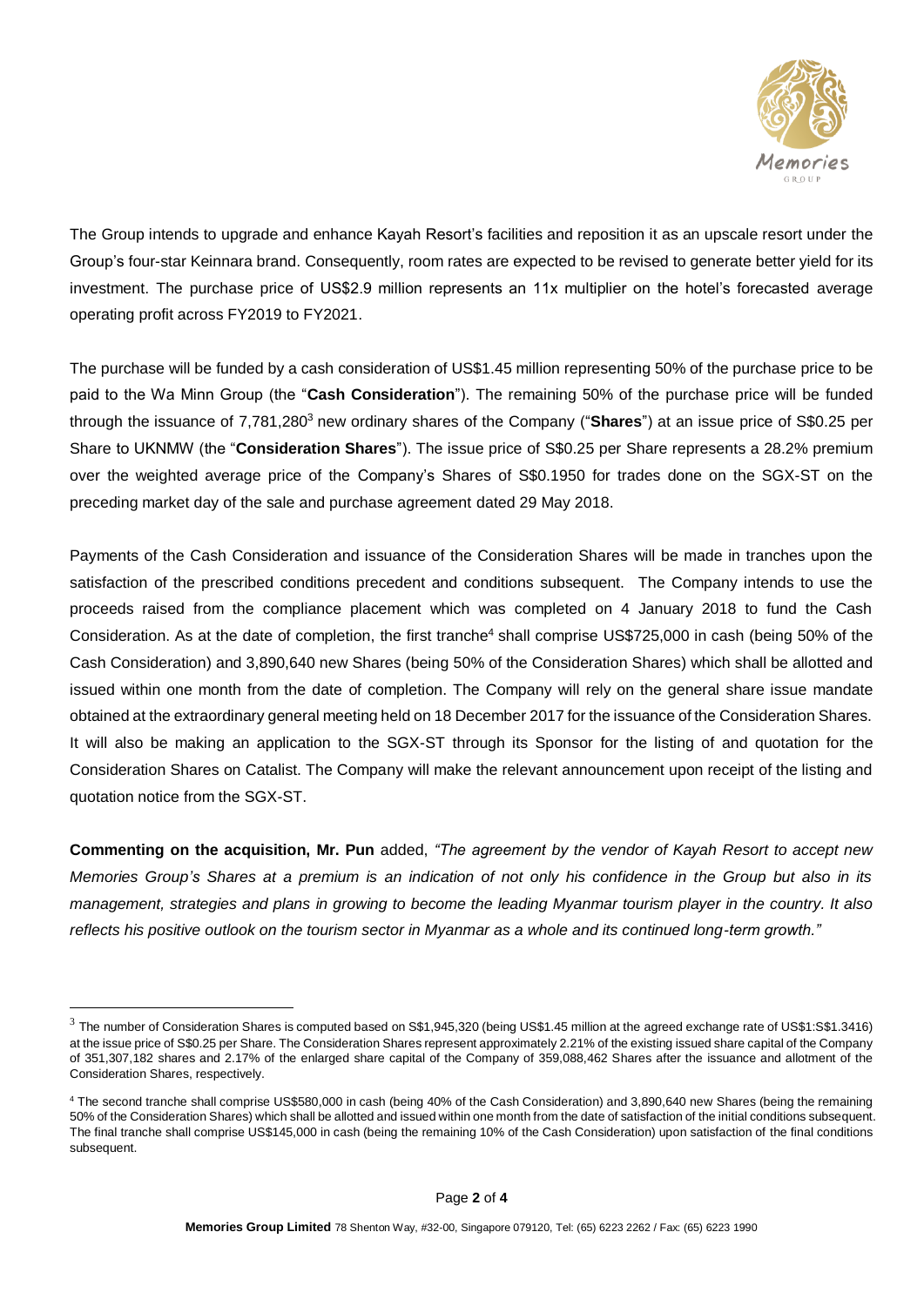The Group intends to upgrade and enhance Kayah Resort's facilities and reposition it as an upscale resort under the Group's four-star Keinnara brand. Consequently, room rates are expected to be revised to generate better yield for its investment. The purchase price of US$2.9 million represents an 11x multiplier on the hotel's forecasted average operating profit across FY2019 to FY2021.

The purchase will be funded by a cash consideration of US$1.45 million representing 50% of the purchase price to be paid to the Wa Minn Group (the "**Cash Consideration**"). The remaining 50% of the purchase price will be funded through the issuance of 7,781,280[3] new ordinary shares of the Company ("**Shares**") at an issue price of S$0.25 per Share to UKNMW (the "**Consideration Shares**"). The issue price of S$0.25 per Share represents a 28.2% premium over the weighted average price of the Company's Shares of S$0.1950 for trades done on the SGX-ST on the preceding market day of the sale and purchase agreement dated 29 May 2018.

Payments of the Cash Consideration and issuance of the Consideration Shares will be made in tranches upon the satisfaction of the prescribed conditions precedent and conditions subsequent. The Company intends to use the proceeds raised from the compliance placement which was completed on 4 January 2018 to fund the Cash Consideration. As at the date of completion, the first tranche[4] shall comprise US$725,000 in cash (being 50% of the Cash Consideration) and 3,890,640 new Shares (being 50% of the Consideration Shares) which shall be allotted and issued within one month from the date of completion. The Company will rely on the general share issue mandate obtained at the extraordinary general meeting held on 18 December 2017 for the issuance of the Consideration Shares. It will also be making an application to the SGX-ST through its Sponsor for the listing of and quotation for the Consideration Shares on Catalist. The Company will make the relevant announcement upon receipt of the listing and quotation notice from the SGX-ST.

**Commenting on the acquisition, Mr. Pun** added, *"The agreement by the vendor of Kayah Resort to accept new Memories Group's Shares at a premium is an indication of not only his confidence in the Group but also in its management, strategies and plans in growing to become the leading Myanmar tourism player in the country. It also reflects his positive outlook on the tourism sector in Myanmar as a whole and its continued long-term growth."*

---

[3] The number of Consideration Shares is computed based on S$1,945,320 (being US$1.45 million at the agreed exchange rate of US$1:S$1.3416) at the issue price of S$0.25 per Share. The Consideration Shares represent approximately 2.21% of the existing issued share capital of the Company of 351,307,182 shares and 2.17% of the enlarged share capital of the Company of 359,088,462 Shares after the issuance and allotment of the Consideration Shares, respectively.

[4] The second tranche shall comprise US$580,000 in cash (being 40% of the Cash Consideration) and 3,890,640 new Shares (being the remaining 50% of the Consideration Shares) which shall be allotted and issued within one month from the date of satisfaction of the initial conditions subsequent. The final tranche shall comprise US$145,000 in cash (being the remaining 10% of the Cash Consideration) upon satisfaction of the final conditions subsequent.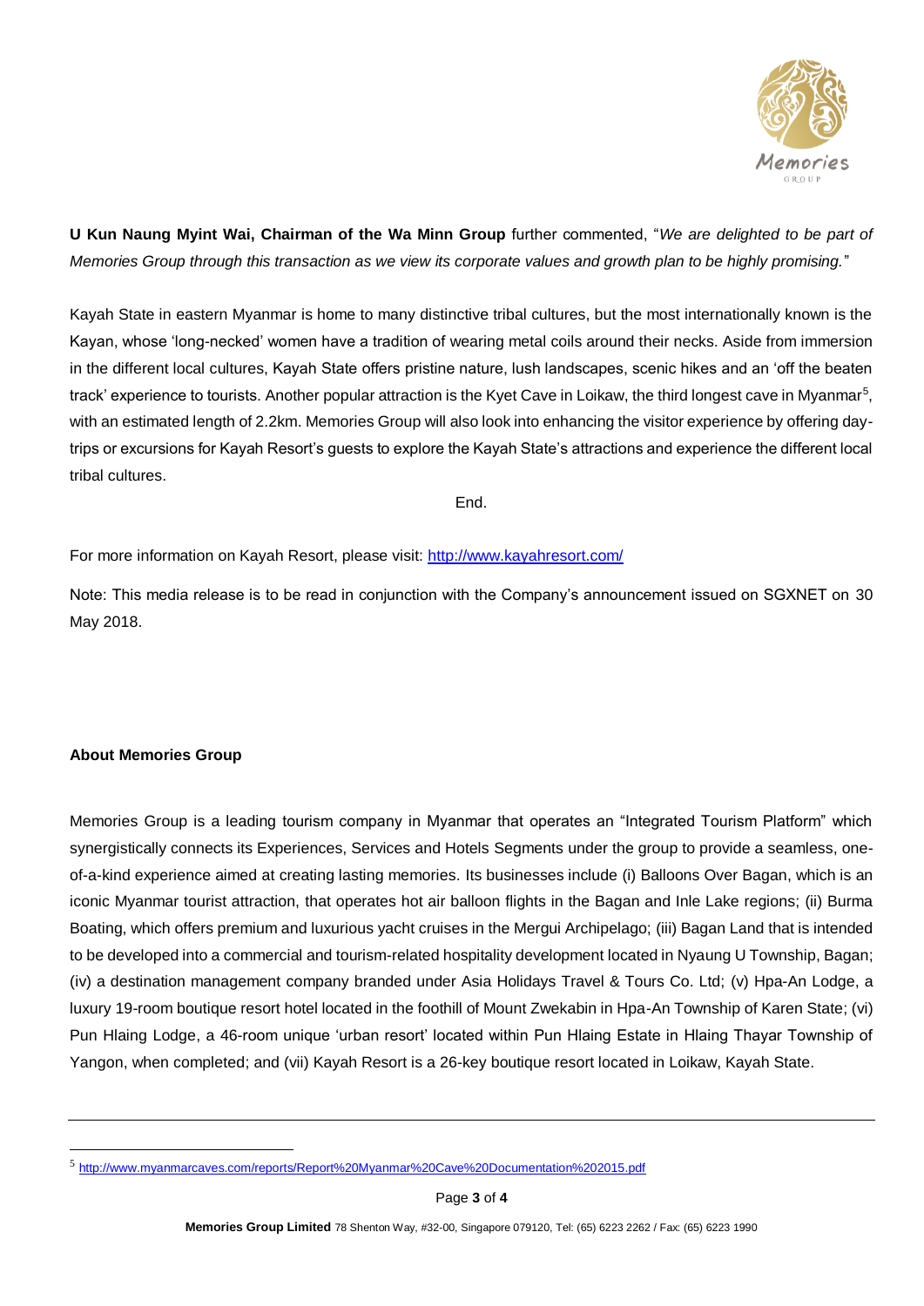**U Kun Naung Myint Wai, Chairman of the Wa Minn Group** further commented, "*We are delighted to be part of Memories Group through this transaction as we view its corporate values and growth plan to be highly promising.*"

Kayah State in eastern Myanmar is home to many distinctive tribal cultures, but the most internationally known is the Kayan, whose 'long-necked' women have a tradition of wearing metal coils around their necks. Aside from immersion in the different local cultures, Kayah State offers pristine nature, lush landscapes, scenic hikes and an 'off the beaten track' experience to tourists. Another popular attraction is the Kyet Cave in Loikaw, the third longest cave in Myanmar[5], with an estimated length of 2.2km. Memories Group will also look into enhancing the visitor experience by offering day-trips or excursions for Kayah Resort's guests to explore the Kayah State's attractions and experience the different local tribal cultures.

End.

For more information on Kayah Resort, please visit: http://www.kayahresort.com/

Note: This media release is to be read in conjunction with the Company's announcement issued on SGXNET on 30 May 2018.

**About Memories Group**

Memories Group is a leading tourism company in Myanmar that operates an "Integrated Tourism Platform" which synergistically connects its Experiences, Services and Hotels Segments under the group to provide a seamless, one-of-a-kind experience aimed at creating lasting memories. Its businesses include (i) Balloons Over Bagan, which is an iconic Myanmar tourist attraction, that operates hot air balloon flights in the Bagan and Inle Lake regions; (ii) Burma Boating, which offers premium and luxurious yacht cruises in the Mergui Archipelago; (iii) Bagan Land that is intended to be developed into a commercial and tourism-related hospitality development located in Nyaung U Township, Bagan; (iv) a destination management company branded under Asia Holidays Travel & Tours Co. Ltd; (v) Hpa-An Lodge, a luxury 19-room boutique resort hotel located in the foothill of Mount Zwekabin in Hpa-An Township of Karen State; (vi) Pun Hlaing Lodge, a 46-room unique 'urban resort' located within Pun Hlaing Estate in Hlaing Thayar Township of Yangon, when completed; and (vii) Kayah Resort is a 26-key boutique resort located in Loikaw, Kayah State.

---

[5] http://www.myanmarcaves.com/reports/Report%20Myanmar%20Cave%20Documentation%202015.pdf

**Memories Group Limited** 78 Shenton Way, #32-00, Singapore 079120, Tel: (65) 6223 2262 / Fax: (65) 6223 1990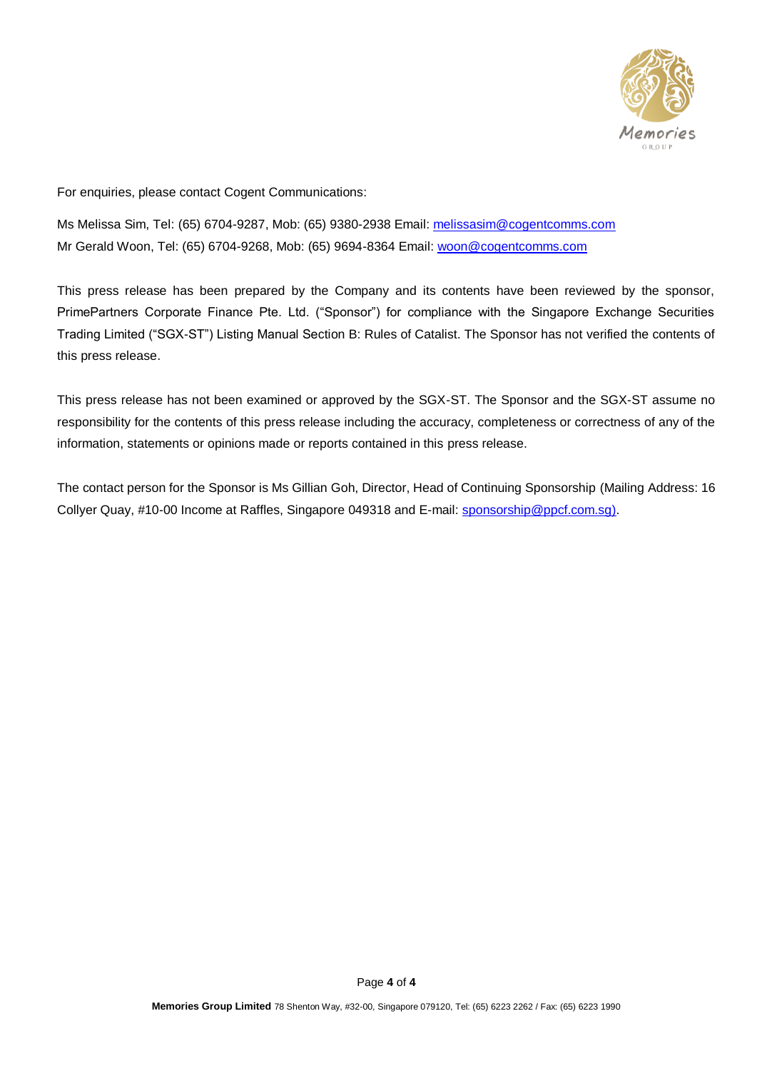For enquiries, please contact Cogent Communications:

Ms Melissa Sim, Tel: (65) 6704-9287, Mob: (65) 9380-2938 Email: melissasim@cogentcomms.com
Mr Gerald Woon, Tel: (65) 6704-9268, Mob: (65) 9694-8364 Email: woon@cogentcomms.com

This press release has been prepared by the Company and its contents have been reviewed by the sponsor, PrimePartners Corporate Finance Pte. Ltd. ("Sponsor") for compliance with the Singapore Exchange Securities Trading Limited ("SGX-ST") Listing Manual Section B: Rules of Catalist. The Sponsor has not verified the contents of this press release.

This press release has not been examined or approved by the SGX-ST. The Sponsor and the SGX-ST assume no responsibility for the contents of this press release including the accuracy, completeness or correctness of any of the information, statements or opinions made or reports contained in this press release.

The contact person for the Sponsor is Ms Gillian Goh, Director, Head of Continuing Sponsorship (Mailing Address: 16 Collyer Quay, #10-00 Income at Raffles, Singapore 049318 and E-mail: sponsorship@ppcf.com.sg).